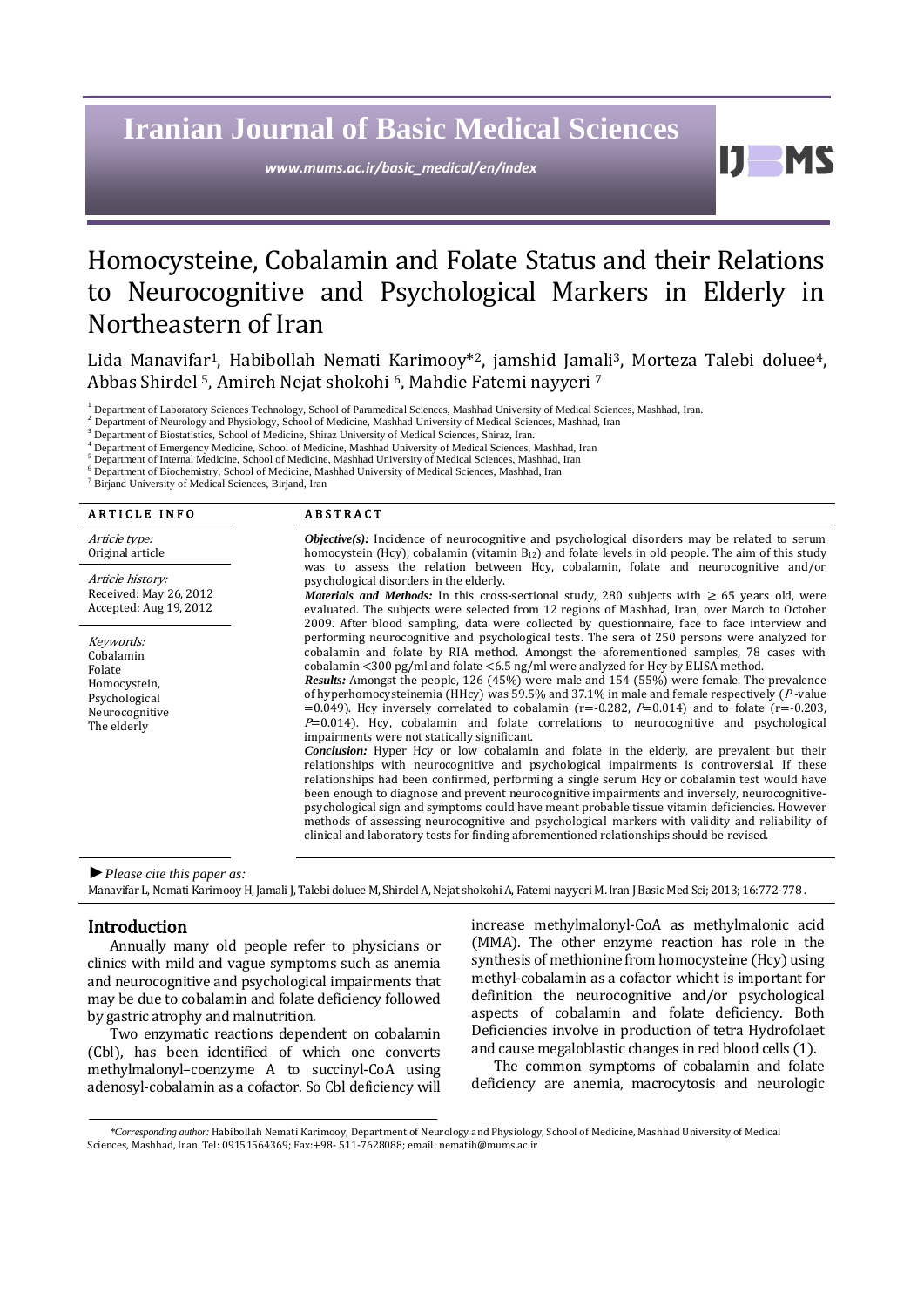# Homocysteine, Cobalamin and Folate Status and their Relations to Neurocognitive and Psychological Markers in Elderly in Northeastern of Iran

Lida Manavifar[1], Habibollah Nemati Karimooy*[2], jamshid Jamali[3], Morteza Talebi doluee[4], Abbas Shirdel [5], Amireh Nejat shokohi [6], Mahdie Fatemi nayyeri [7]

[1] Department of Laboratory Sciences Technology, School of Paramedical Sciences, Mashhad University of Medical Sciences, Mashhad, Iran.
[2] Department of Neurology and Physiology, School of Medicine, Mashhad University of Medical Sciences, Mashhad, Iran
[3] Department of Biostatistics, School of Medicine, Shiraz University of Medical Sciences, Shiraz, Iran.
[4] Department of Emergency Medicine, School of Medicine, Mashhad University of Medical Sciences, Mashhad, Iran
[5] Department of Internal Medicine, School of Medicine, Mashhad University of Medical Sciences, Mashhad, Iran
[6] Department of Biochemistry, School of Medicine, Mashhad University of Medical Sciences, Mashhad, Iran
[7] Birjand University of Medical Sciences, Birjand, Iran

**ARTICLE INFO**

*Article type:*
Original article

*Article history:*
Received: May 26, 2012
Accepted: Aug 19, 2012

*Keywords:*
Cobalamin
Folate
Homocystein,
Psychological
Neurocognitive
The elderly

**ABSTRACT**

***Objective(s):*** Incidence of neurocognitive and psychological disorders may be related to serum homocystein (Hcy), cobalamin (vitamin $B_{12}$) and folate levels in old people. The aim of this study was to assess the relation between Hcy, cobalamin, folate and neurocognitive and/or psychological disorders in the elderly.

***Materials and Methods:*** In this cross-sectional study, 280 subjects with ≥ 65 years old, were evaluated. The subjects were selected from 12 regions of Mashhad, Iran, over March to October 2009. After blood sampling, data were collected by questionnaire, face to face interview and performing neurocognitive and psychological tests. The sera of 250 persons were analyzed for cobalamin and folate by RIA method. Amongst the aforementioned samples, 78 cases with cobalamin <300 pg/ml and folate <6.5 ng/ml were analyzed for Hcy by ELISA method.

***Results:*** Amongst the people, 126 (45%) were male and 154 (55%) were female. The prevalence of hyperhomocysteinemia (HHcy) was 59.5% and 37.1% in male and female respectively (*P*-value =0.049). Hcy inversely correlated to cobalamin (r=-0.282, *P*=0.014) and to folate (r=-0.203, *P*=0.014). Hcy, cobalamin and folate correlations to neurocognitive and psychological impairments were not statically significant.

***Conclusion:*** Hyper Hcy or low cobalamin and folate in the elderly, are prevalent but their relationships with neurocognitive and psychological impairments is controversial. If these relationships had been confirmed, performing a single serum Hcy or cobalamin test would have been enough to diagnose and prevent neurocognitive impairments and inversely, neurocognitive-psychological sign and symptoms could have meant probable tissue vitamin deficiencies. However methods of assessing neurocognitive and psychological markers with validity and reliability of clinical and laboratory tests for finding aforementioned relationships should be revised.

►*Please cite this paper as:*
Manavifar L, Nemati Karimooy H, Jamali J, Talebi doluee M, Shirdel A, Nejat shokohi A, Fatemi nayyeri M. Iran J Basic Med Sci; 2013; 16:772-778.

## Introduction

Annually many old people refer to physicians or clinics with mild and vague symptoms such as anemia and neurocognitive and psychological impairments that may be due to cobalamin and folate deficiency followed by gastric atrophy and malnutrition.

Two enzymatic reactions dependent on cobalamin (Cbl), has been identified of which one converts methylmalonyl–coenzyme A to succinyl-CoA using adenosyl-cobalamin as a cofactor. So Cbl deficiency will increase methylmalonyl-CoA as methylmalonic acid (MMA). The other enzyme reaction has role in the synthesis of methionine from homocysteine (Hcy) using methyl-cobalamin as a cofactor whicht is important for definition the neurocognitive and/or psychological aspects of cobalamin and folate deficiency. Both Deficiencies involve in production of tetra Hydrofolaet and cause megaloblastic changes in red blood cells (1).

The common symptoms of cobalamin and folate deficiency are anemia, macrocytosis and neurologic

*\*Corresponding author:* Habibollah Nemati Karimooy, Department of Neurology and Physiology, School of Medicine, Mashhad University of Medical Sciences, Mashhad, Iran. Tel: 09151564369; Fax:+98- 511-7628088; email: nematih@mums.ac.ir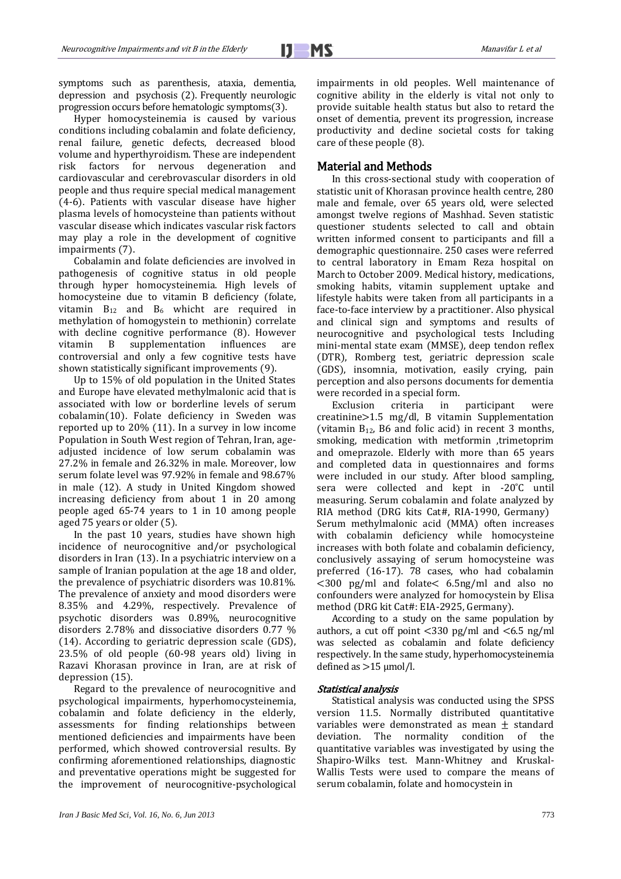symptoms such as parenthesis, ataxia, dementia, depression and psychosis (2). Frequently neurologic progression occurs before hematologic symptoms(3).

Hyper homocysteinemia is caused by various conditions including cobalamin and folate deficiency, renal failure, genetic defects, decreased blood volume and hyperthyroidism. These are independent risk factors for nervous degeneration and cardiovascular and cerebrovascular disorders in old people and thus require special medical management (4-6). Patients with vascular disease have higher plasma levels of homocysteine than patients without vascular disease which indicates vascular risk factors may play a role in the development of cognitive impairments (7).

Cobalamin and folate deficiencies are involved in pathogenesis of cognitive status in old people through hyper homocysteinemia. High levels of homocysteine due to vitamin B deficiency (folate, vitamin $B_{12}$ and $B_6$ whicht are required in methylation of homogystein to methionin) correlate with decline cognitive performance (8). However vitamin B supplementation influences are controversial and only a few cognitive tests have shown statistically significant improvements (9).

Up to 15% of old population in the United States and Europe have elevated methylmalonic acid that is associated with low or borderline levels of serum cobalamin(10). Folate deficiency in Sweden was reported up to 20% (11). In a survey in low income Population in South West region of Tehran, Iran, age-adjusted incidence of low serum cobalamin was 27.2% in female and 26.32% in male. Moreover, low serum folate level was 97.92% in female and 98.67% in male (12). A study in United Kingdom showed increasing deficiency from about 1 in 20 among people aged 65-74 years to 1 in 10 among people aged 75 years or older (5).

In the past 10 years, studies have shown high incidence of neurocognitive and/or psychological disorders in Iran (13). In a psychiatric interview on a sample of Iranian population at the age 18 and older, the prevalence of psychiatric disorders was 10.81%. The prevalence of anxiety and mood disorders were 8.35% and 4.29%, respectively. Prevalence of psychotic disorders was 0.89%, neurocognitive disorders 2.78% and dissociative disorders 0.77 % (14). According to geriatric depression scale (GDS), 23.5% of old people (60-98 years old) living in Razavi Khorasan province in Iran, are at risk of depression (15).

Regard to the prevalence of neurocognitive and psychological impairments, hyperhomocysteinemia, cobalamin and folate deficiency in the elderly, assessments for finding relationships between mentioned deficiencies and impairments have been performed, which showed controversial results. By confirming aforementioned relationships, diagnostic and preventative operations might be suggested for the improvement of neurocognitive-psychological impairments in old peoples. Well maintenance of cognitive ability in the elderly is vital not only to provide suitable health status but also to retard the onset of dementia, prevent its progression, increase productivity and decline societal costs for taking care of these people (8).

## Material and Methods

In this cross-sectional study with cooperation of statistic unit of Khorasan province health centre, 280 male and female, over 65 years old, were selected amongst twelve regions of Mashhad. Seven statistic questioner students selected to call and obtain written informed consent to participants and fill a demographic questionnaire. 250 cases were referred to central laboratory in Emam Reza hospital on March to October 2009. Medical history, medications, smoking habits, vitamin supplement uptake and lifestyle habits were taken from all participants in a face-to-face interview by a practitioner. Also physical and clinical sign and symptoms and results of neurocognitive and psychological tests Including mini-mental state exam (MMSE), deep tendon reflex (DTR), Romberg test, geriatric depression scale (GDS), insomnia, motivation, easily crying, pain perception and also persons documents for dementia were recorded in a special form.

Exclusion criteria in participant were creatinine>1.5 mg/dl, B vitamin Supplementation (vitamin $B_{12}$, B6 and folic acid) in recent 3 months, smoking, medication with metformin ,trimetoprim and omeprazole. Elderly with more than 65 years and completed data in questionnaires and forms were included in our study. After blood sampling, sera were collected and kept in -20°C until measuring. Serum cobalamin and folate analyzed by RIA method (DRG kits Cat#, RIA-1990, Germany)
Serum methylmalonic acid (MMA) often increases with cobalamin deficiency while homocysteine increases with both folate and cobalamin deficiency, conclusively assaying of serum homocysteine was preferred (16-17). 78 cases, who had cobalamin <300 pg/ml and folate< 6.5ng/ml and also no confounders were analyzed for homocystein by Elisa method (DRG kit Cat#: EIA-2925, Germany).

According to a study on the same population by authors, a cut off point <330 pg/ml and <6.5 ng/ml was selected as cobalamin and folate deficiency respectively. In the same study, hyperhomocysteinemia defined as >15 μmol/l.

### *Statistical analysis*

Statistical analysis was conducted using the SPSS version 11.5. Normally distributed quantitative variables were demonstrated as mean ± standard deviation. The normality condition of the quantitative variables was investigated by using the Shapiro-Wilks test. Mann-Whitney and Kruskal-Wallis Tests were used to compare the means of serum cobalamin, folate and homocystein in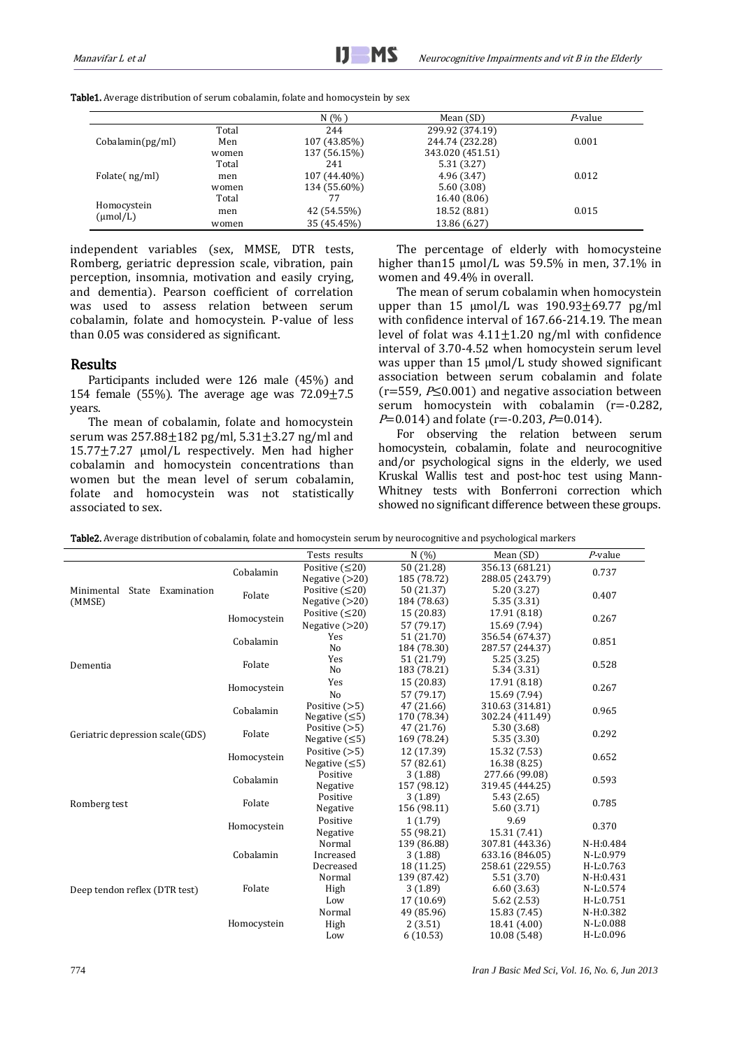**Table1.** Average distribution of serum cobalamin, folate and homocystein by sex

| | | N (%) | Mean (SD) | *P*-value |
|---|---|---|---|---|
| Cobalamin(pg/ml) | Total | 244 | 299.92 (374.19) | |
| | Men | 107 (43.85%) | 244.74 (232.28) | 0.001 |
| | women | 137 (56.15%) | 343.020 (451.51) | |
| Folate( ng/ml) | Total | 241 | 5.31 (3.27) | |
| | men | 107 (44.40%) | 4.96 (3.47) | 0.012 |
| | women | 134 (55.60%) | 5.60 (3.08) | |
| Homocystein (μmol/L) | Total | 77 | 16.40 (8.06) | |
| | men | 42 (54.55%) | 18.52 (8.81) | 0.015 |
| | women | 35 (45.45%) | 13.86 (6.27) | |

independent variables (sex, MMSE, DTR tests, Romberg, geriatric depression scale, vibration, pain perception, insomnia, motivation and easily crying, and dementia). Pearson coefficient of correlation was used to assess relation between serum cobalamin, folate and homocystein. P-value of less than 0.05 was considered as significant.

## Results

Participants included were 126 male (45%) and 154 female (55%). The average age was 72.09±7.5 years.

The mean of cobalamin, folate and homocystein serum was 257.88±182 pg/ml, 5.31±3.27 ng/ml and 15.77±7.27 μmol/L respectively. Men had higher cobalamin and homocystein concentrations than women but the mean level of serum cobalamin, folate and homocystein was not statistically associated to sex.

The percentage of elderly with homocysteine higher than15 μmol/L was 59.5% in men, 37.1% in women and 49.4% in overall.

The mean of serum cobalamin when homocystein upper than 15 μmol/L was 190.93±69.77 pg/ml with confidence interval of 167.66-214.19. The mean level of folat was 4.11±1.20 ng/ml with confidence interval of 3.70-4.52 when homocystein serum level was upper than 15 μmol/L study showed significant association between serum cobalamin and folate (r=559, *P*≤0.001) and negative association between serum homocystein with cobalamin (r=-0.282, *P*=0.014) and folate (r=-0.203, *P*=0.014).

For observing the relation between serum homocystein, cobalamin, folate and neurocognitive and/or psychological signs in the elderly, we used Kruskal Wallis test and post-hoc test using Mann-Whitney tests with Bonferroni correction which showed no significant difference between these groups.

**Table2.** Average distribution of cobalamin, folate and homocystein serum by neurocognitive and psychological markers

| | | Tests results | N (%) | Mean (SD) | *P*-value |
|---|---|---|---|---|---|
| Minimental State Examination (MMSE) | Cobalamin | Positive (≤20) | 50 (21.28) | 356.13 (681.21) | 0.737 |
| | | Negative (>20) | 185 (78.72) | 288.05 (243.79) | |
| | Folate | Positive (≤20) | 50 (21.37) | 5.20 (3.27) | 0.407 |
| | | Negative (>20) | 184 (78.63) | 5.35 (3.31) | |
| | Homocystein | Positive (≤20) | 15 (20.83) | 17.91 (8.18) | 0.267 |
| | | Negative (>20) | 57 (79.17) | 15.69 (7.94) | |
| Dementia | Cobalamin | Yes | 51 (21.70) | 356.54 (674.37) | 0.851 |
| | | No | 184 (78.30) | 287.57 (244.37) | |
| | Folate | Yes | 51 (21.79) | 5.25 (3.25) | 0.528 |
| | | No | 183 (78.21) | 5.34 (3.31) | |
| | Homocystein | Yes | 15 (20.83) | 17.91 (8.18) | 0.267 |
| | | No | 57 (79.17) | 15.69 (7.94) | |
| Geriatric depression scale(GDS) | Cobalamin | Positive (>5) | 47 (21.66) | 310.63 (314.81) | 0.965 |
| | | Negative (≤5) | 170 (78.34) | 302.24 (411.49) | |
| | Folate | Positive (>5) | 47 (21.76) | 5.30 (3.68) | 0.292 |
| | | Negative (≤5) | 169 (78.24) | 5.35 (3.30) | |
| | Homocystein | Positive (>5) | 12 (17.39) | 15.32 (7.53) | 0.652 |
| | | Negative (≤5) | 57 (82.61) | 16.38 (8.25) | |
| Romberg test | Cobalamin | Positive | 3 (1.88) | 277.66 (99.08) | 0.593 |
| | | Negative | 157 (98.12) | 319.45 (444.25) | |
| | Folate | Positive | 3 (1.89) | 5.43 (2.65) | 0.785 |
| | | Negative | 156 (98.11) | 5.60 (3.71) | |
| | Homocystein | Positive | 1 (1.79) | 9.69 | 0.370 |
| | | Negative | 55 (98.21) | 15.31 (7.41) | |
| Deep tendon reflex (DTR test) | Cobalamin | Normal | 139 (86.88) | 307.81 (443.36) | N-H:0.484 |
| | | Increased | 3 (1.88) | 633.16 (846.05) | N-L:0.979 |
| | | Decreased | 18 (11.25) | 258.61 (229.55) | H-L:0.763 |
| | Folate | Normal | 139 (87.42) | 5.51 (3.70) | N-H:0.431 |
| | | High | 3 (1.89) | 6.60 (3.63) | N-L:0.574 |
| | | Low | 17 (10.69) | 5.62 (2.53) | H-L:0.751 |
| | Homocystein | Normal | 49 (85.96) | 15.83 (7.45) | N-H:0.382 |
| | | High | 2 (3.51) | 18.41 (4.00) | N-L:0.088 |
| | | Low | 6 (10.53) | 10.08 (5.48) | H-L:0.096 |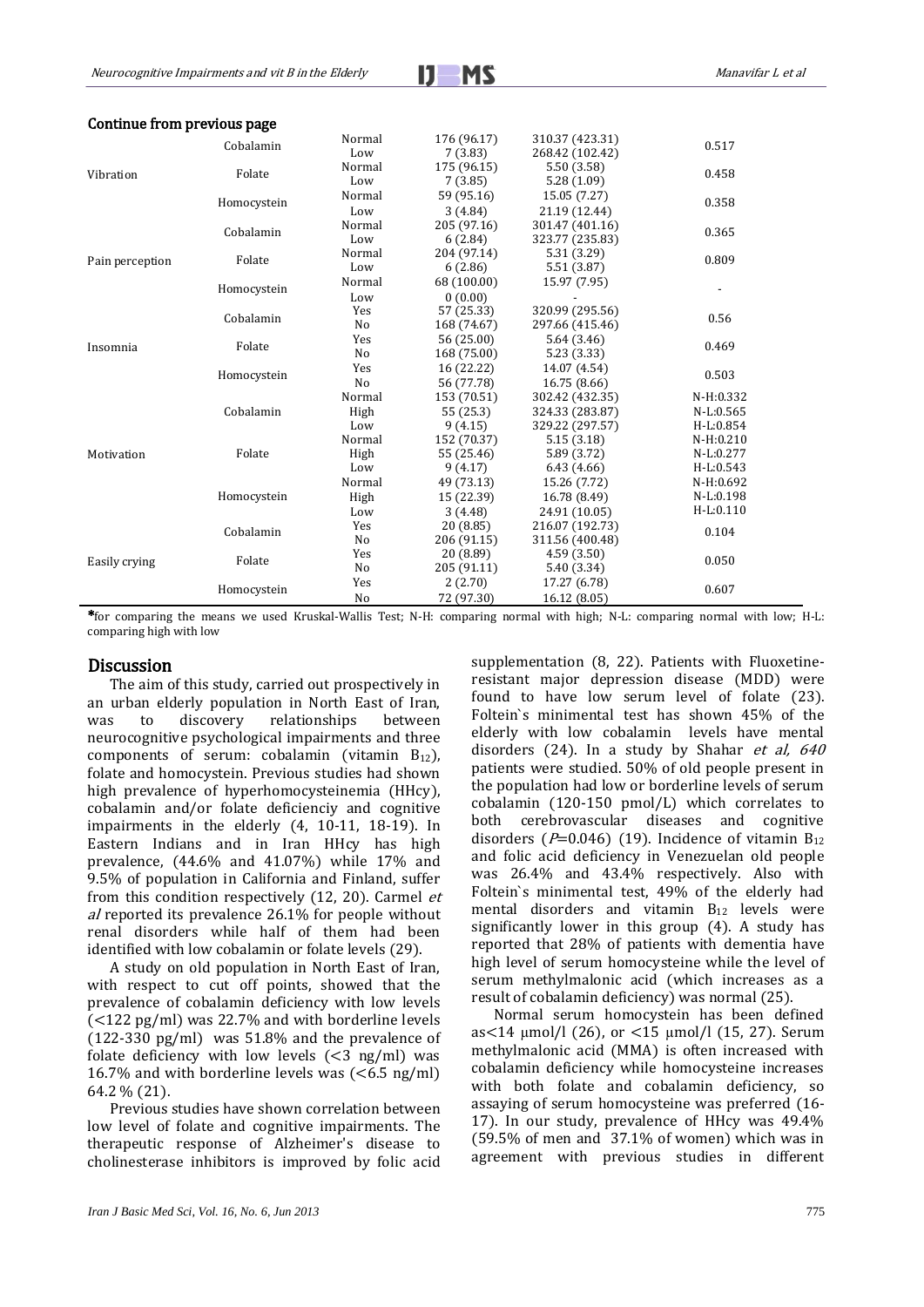**Continue from previous page**

| | | | | | |
|---|---|---|---|---|---|
| Vibration | Cobalamin | Normal | 176 (96.17) | 310.37 (423.31) | 0.517 |
| | | Low | 7 (3.83) | 268.42 (102.42) | |
| | Folate | Normal | 175 (96.15) | 5.50 (3.58) | 0.458 |
| | | Low | 7 (3.85) | 5.28 (1.09) | |
| | Homocystein | Normal | 59 (95.16) | 15.05 (7.27) | 0.358 |
| | | Low | 3 (4.84) | 21.19 (12.44) | |
| Pain perception | Cobalamin | Normal | 205 (97.16) | 301.47 (401.16) | 0.365 |
| | | Low | 6 (2.84) | 323.77 (235.83) | |
| | Folate | Normal | 204 (97.14) | 5.31 (3.29) | 0.809 |
| | | Low | 6 (2.86) | 5.51 (3.87) | |
| | Homocystein | Normal | 68 (100.00) | 15.97 (7.95) | - |
| | | Low | 0 (0.00) | - | |
| Insomnia | Cobalamin | Yes | 57 (25.33) | 320.99 (295.56) | 0.56 |
| | | No | 168 (74.67) | 297.66 (415.46) | |
| | Folate | Yes | 56 (25.00) | 5.64 (3.46) | 0.469 |
| | | No | 168 (75.00) | 5.23 (3.33) | |
| | Homocystein | Yes | 16 (22.22) | 14.07 (4.54) | 0.503 |
| | | No | 56 (77.78) | 16.75 (8.66) | |
| Motivation | Cobalamin | Normal | 153 (70.51) | 302.42 (432.35) | N-H:0.332 |
| | | High | 55 (25.3) | 324.33 (283.87) | N-L:0.565 |
| | | Low | 9 (4.15) | 329.22 (297.57) | H-L:0.854 |
| | Folate | Normal | 152 (70.37) | 5.15 (3.18) | N-H:0.210 |
| | | High | 55 (25.46) | 5.89 (3.72) | N-L:0.277 |
| | | Low | 9 (4.17) | 6.43 (4.66) | H-L:0.543 |
| | Homocystein | Normal | 49 (73.13) | 15.26 (7.72) | N-H:0.692 |
| | | High | 15 (22.39) | 16.78 (8.49) | N-L:0.198 |
| | | Low | 3 (4.48) | 24.91 (10.05) | H-L:0.110 |
| Easily crying | Cobalamin | Yes | 20 (8.85) | 216.07 (192.73) | 0.104 |
| | | No | 206 (91.15) | 311.56 (400.48) | |
| | Folate | Yes | 20 (8.89) | 4.59 (3.50) | 0.050 |
| | | No | 205 (91.11) | 5.40 (3.34) | |
| | Homocystein | Yes | 2 (2.70) | 17.27 (6.78) | 0.607 |
| | | No | 72 (97.30) | 16.12 (8.05) | |

*for comparing the means we used Kruskal-Wallis Test; N-H: comparing normal with high; N-L: comparing normal with low; H-L: comparing high with low

## Discussion

The aim of this study, carried out prospectively in an urban elderly population in North East of Iran, was to discovery relationships between neurocognitive psychological impairments and three components of serum: cobalamin (vitamin $B_{12}$), folate and homocystein. Previous studies had shown high prevalence of hyperhomocysteinemia (HHcy), cobalamin and/or folate deficienciy and cognitive impairments in the elderly (4, 10-11, 18-19). In Eastern Indians and in Iran HHcy has high prevalence, (44.6% and 41.07%) while 17% and 9.5% of population in California and Finland, suffer from this condition respectively (12, 20). Carmel *et al* reported its prevalence 26.1% for people without renal disorders while half of them had been identified with low cobalamin or folate levels (29).

A study on old population in North East of Iran, with respect to cut off points, showed that the prevalence of cobalamin deficiency with low levels (<122 pg/ml) was 22.7% and with borderline levels (122-330 pg/ml) was 51.8% and the prevalence of folate deficiency with low levels (<3 ng/ml) was 16.7% and with borderline levels was (<6.5 ng/ml) 64.2 % (21).

Previous studies have shown correlation between low level of folate and cognitive impairments. The therapeutic response of Alzheimer's disease to cholinesterase inhibitors is improved by folic acid supplementation (8, 22). Patients with Fluoxetine-resistant major depression disease (MDD) were found to have low serum level of folate (23). Foltein`s minimental test has shown 45% of the elderly with low cobalamin levels have mental disorders (24). In a study by Shahar *et al, 640* patients were studied. 50% of old people present in the population had low or borderline levels of serum cobalamin (120-150 pmol/L) which correlates to both cerebrovascular diseases and cognitive disorders ($P$=0.046) (19). Incidence of vitamin $B_{12}$ and folic acid deficiency in Venezuelan old people was 26.4% and 43.4% respectively. Also with Foltein`s minimental test, 49% of the elderly had mental disorders and vitamin $B_{12}$ levels were significantly lower in this group (4). A study has reported that 28% of patients with dementia have high level of serum homocysteine while the level of serum methylmalonic acid (which increases as a result of cobalamin deficiency) was normal (25).

Normal serum homocystein has been defined as<14 μmol/l (26), or <15 μmol/l (15, 27). Serum methylmalonic acid (MMA) is often increased with cobalamin deficiency while homocysteine increases with both folate and cobalamin deficiency, so assaying of serum homocysteine was preferred (16-17). In our study, prevalence of HHcy was 49.4% (59.5% of men and 37.1% of women) which was in agreement with previous studies in different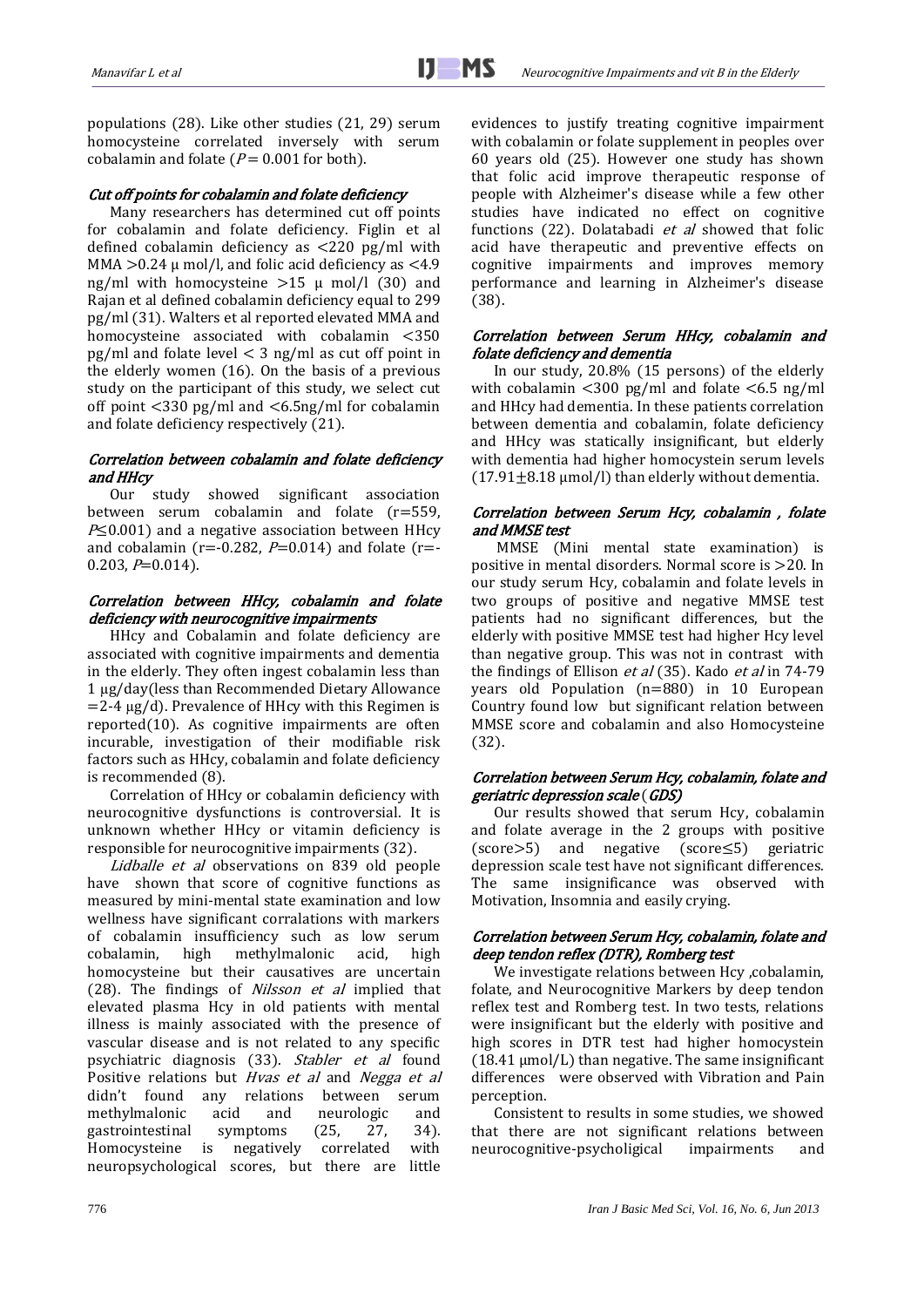populations (28). Like other studies (21, 29) serum homocysteine correlated inversely with serum cobalamin and folate ($P = 0.001$ for both).

### *Cut off points for cobalamin and folate deficiency*

Many researchers has determined cut off points for cobalamin and folate deficiency. Figlin et al defined cobalamin deficiency as <220 pg/ml with MMA >0.24 µ mol/l, and folic acid deficiency as <4.9 ng/ml with homocysteine >15 µ mol/l (30) and Rajan et al defined cobalamin deficiency equal to 299 pg/ml (31). Walters et al reported elevated MMA and homocysteine associated with cobalamin <350 pg/ml and folate level < 3 ng/ml as cut off point in the elderly women (16). On the basis of a previous study on the participant of this study, we select cut off point <330 pg/ml and <6.5ng/ml for cobalamin and folate deficiency respectively (21).

### *Correlation between cobalamin and folate deficiency and HHcy*

Our study showed significant association between serum cobalamin and folate (r=559, $P \leq 0.001$) and a negative association between HHcy and cobalamin (r=-0.282, $P$=0.014) and folate (r=-0.203, $P$=0.014).

### *Correlation between HHcy, cobalamin and folate deficiency with neurocognitive impairments*

HHcy and Cobalamin and folate deficiency are associated with cognitive impairments and dementia in the elderly. They often ingest cobalamin less than 1 µg/day(less than Recommended Dietary Allowance =2-4 µg/d). Prevalence of HHcy with this Regimen is reported(10). As cognitive impairments are often incurable, investigation of their modifiable risk factors such as HHcy, cobalamin and folate deficiency is recommended (8).

Correlation of HHcy or cobalamin deficiency with neurocognitive dysfunctions is controversial. It is unknown whether HHcy or vitamin deficiency is responsible for neurocognitive impairments (32).

*Lidballe et al* observations on 839 old people have shown that score of cognitive functions as measured by mini-mental state examination and low wellness have significant corralations with markers of cobalamin insufficiency such as low serum cobalamin, high methylmalonic acid, high homocysteine but their causatives are uncertain (28). The findings of *Nilsson et al* implied that elevated plasma Hcy in old patients with mental illness is mainly associated with the presence of vascular disease and is not related to any specific psychiatric diagnosis (33). *Stabler et al* found Positive relations but *Hvas et al* and *Negga et al* didn't found any relations between serum methylmalonic acid and neurologic and gastrointestinal symptoms (25, 27, 34). Homocysteine is negatively correlated with neuropsychological scores, but there are little evidences to justify treating cognitive impairment with cobalamin or folate supplement in peoples over 60 years old (25). However one study has shown that folic acid improve therapeutic response of people with Alzheimer's disease while a few other studies have indicated no effect on cognitive functions (22). Dolatabadi *et al* showed that folic acid have therapeutic and preventive effects on cognitive impairments and improves memory performance and learning in Alzheimer's disease (38).

### *Correlation between Serum HHcy, cobalamin and folate deficiency and dementia*

In our study, 20.8% (15 persons) of the elderly with cobalamin <300 pg/ml and folate <6.5 ng/ml and HHcy had dementia. In these patients correlation between dementia and cobalamin, folate deficiency and HHcy was statically insignificant, but elderly with dementia had higher homocystein serum levels (17.91±8.18 µmol/l) than elderly without dementia.

### *Correlation between Serum Hcy, cobalamin , folate and MMSE test*

MMSE (Mini mental state examination) is positive in mental disorders. Normal score is >20. In our study serum Hcy, cobalamin and folate levels in two groups of positive and negative MMSE test patients had no significant differences, but the elderly with positive MMSE test had higher Hcy level than negative group. This was not in contrast with the findings of Ellison *et al* (35). Kado *et al* in 74-79 years old Population (n=880) in 10 European Country found low but significant relation between MMSE score and cobalamin and also Homocysteine (32).

### *Correlation between Serum Hcy, cobalamin, folate and geriatric depression scale (GDS)*

Our results showed that serum Hcy, cobalamin and folate average in the 2 groups with positive (score>5) and negative (score≤5) geriatric depression scale test have not significant differences. The same insignificance was observed with Motivation, Insomnia and easily crying.

### *Correlation between Serum Hcy, cobalamin, folate and deep tendon reflex (DTR), Romberg test*

We investigate relations between Hcy ,cobalamin, folate, and Neurocognitive Markers by deep tendon reflex test and Romberg test. In two tests, relations were insignificant but the elderly with positive and high scores in DTR test had higher homocystein (18.41 µmol/L) than negative. The same insignificant differences were observed with Vibration and Pain perception.

Consistent to results in some studies, we showed that there are not significant relations between neurocognitive-psycholigical impairments and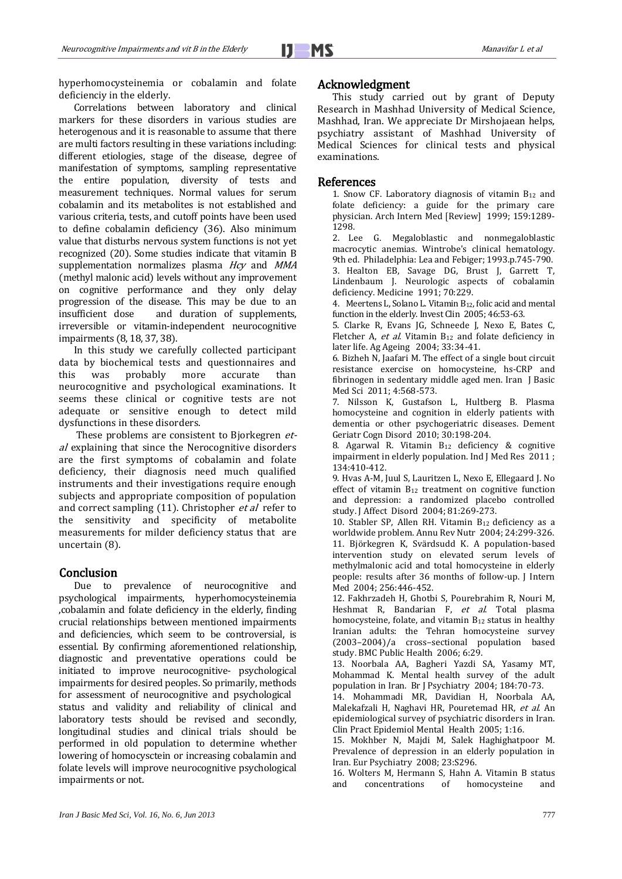hyperhomocysteinemia or cobalamin and folate deficienciy in the elderly.

Correlations between laboratory and clinical markers for these disorders in various studies are heterogenous and it is reasonable to assume that there are multi factors resulting in these variations including: different etiologies, stage of the disease, degree of manifestation of symptoms, sampling representative the entire population, diversity of tests and measurement techniques. Normal values for serum cobalamin and its metabolites is not established and various criteria, tests, and cutoff points have been used to define cobalamin deficiency (36). Also minimum value that disturbs nervous system functions is not yet recognized (20). Some studies indicate that vitamin B supplementation normalizes plasma *Hcy* and *MMA* (methyl malonic acid) levels without any improvement on cognitive performance and they only delay progression of the disease. This may be due to an insufficient dose and duration of supplements, irreversible or vitamin-independent neurocognitive impairments (8, 18, 37, 38).

In this study we carefully collected participant data by biochemical tests and questionnaires and this was probably more accurate than neurocognitive and psychological examinations. It seems these clinical or cognitive tests are not adequate or sensitive enough to detect mild dysfunctions in these disorders.

These problems are consistent to Bjorkegren *et-al* explaining that since the Nerocognitive disorders are the first symptoms of cobalamin and folate deficiency, their diagnosis need much qualified instruments and their investigations require enough subjects and appropriate composition of population and correct sampling (11). Christopher *et al* refer to the sensitivity and specificity of metabolite measurements for milder deficiency status that are uncertain (8).

## Conclusion

Due to prevalence of neurocognitive and psychological impairments, hyperhomocysteinemia ,cobalamin and folate deficiency in the elderly, finding crucial relationships between mentioned impairments and deficiencies, which seem to be controversial, is essential. By confirming aforementioned relationship, diagnostic and preventative operations could be initiated to improve neurocognitive- psychological impairments for desired peoples. So primarily, methods for assessment of neurocognitive and psychological status and validity and reliability of clinical and laboratory tests should be revised and secondly, longitudinal studies and clinical trials should be performed in old population to determine whether lowering of homocysctein or increasing cobalamin and folate levels will improve neurocognitive psychological impairments or not.

## Acknowledgment

This study carried out by grant of Deputy Research in Mashhad University of Medical Science, Mashhad, Iran. We appreciate Dr Mirshojaean helps, psychiatry assistant of Mashhad University of Medical Sciences for clinical tests and physical examinations.

## References

1. Snow CF. Laboratory diagnosis of vitamin $B_{12}$ and folate deficiency: a guide for the primary care physician. Arch Intern Med [Review] 1999; 159:1289-1298.
2. Lee G. Megaloblastic and nonmegaloblastic macrocytic anemias. Wintrobe's clinical hematology. 9th ed. Philadelphia: Lea and Febiger; 1993.p.745-790.
3. Healton EB, Savage DG, Brust J, Garrett T, Lindenbaum J. Neurologic aspects of cobalamin deficiency. Medicine 1991; 70:229.
4. Meertens L, Solano L. Vitamin $B_{12}$, folic acid and mental function in the elderly. Invest Clin 2005; 46:53-63.
5. Clarke R, Evans JG, Schneede J, Nexo E, Bates C, Fletcher A, *et al.* Vitamin $B_{12}$ and folate deficiency in later life. Ag Ageing 2004; 33:34-41.
6. Bizheh N, Jaafari M. The effect of a single bout circuit resistance exercise on homocysteine, hs-CRP and fibrinogen in sedentary middle aged men. Iran J Basic Med Sci 2011; 4:568-573.
7. Nilsson K, Gustafson L, Hultberg B. Plasma homocysteine and cognition in elderly patients with dementia or other psychogeriatric diseases. Dement Geriatr Cogn Disord 2010; 30:198-204.
8. Agarwal R. Vitamin $B_{12}$ deficiency & cognitive impairment in elderly population. Ind J Med Res 2011 ; 134:410-412.
9. Hvas A-M, Juul S, Lauritzen L, Nexo E, Ellegaard J. No effect of vitamin $B_{12}$ treatment on cognitive function and depression: a randomized placebo controlled study. J Affect Disord 2004; 81:269-273.
10. Stabler SP, Allen RH. Vitamin $B_{12}$ deficiency as a worldwide problem. Annu Rev Nutr 2004; 24:299-326.
11. Björkegren K, Svärdsudd K. A population-based intervention study on elevated serum levels of methylmalonic acid and total homocysteine in elderly people: results after 36 months of follow-up. J Intern Med 2004; 256:446-452.
12. Fakhrzadeh H, Ghotbi S, Pourebrahim R, Nouri M, Heshmat R, Bandarian F, *et al.* Total plasma homocysteine, folate, and vitamin $B_{12}$ status in healthy Iranian adults: the Tehran homocysteine survey (2003–2004)/a cross–sectional population based study. BMC Public Health 2006; 6:29.
13. Noorbala AA, Bagheri Yazdi SA, Yasamy MT, Mohammad K. Mental health survey of the adult population in Iran. Br J Psychiatry 2004; 184:70-73.
14. Mohammadi MR, Davidian H, Noorbala AA, Malekafzali H, Naghavi HR, Pouretemad HR, *et al.* An epidemiological survey of psychiatric disorders in Iran. Clin Pract Epidemiol Mental Health 2005; 1:16.
15. Mokhber N, Majdi M, Salek Haghighatpoor M. Prevalence of depression in an elderly population in Iran. Eur Psychiatry 2008; 23:S296.
16. Wolters M, Hermann S, Hahn A. Vitamin B status and concentrations of homocysteine and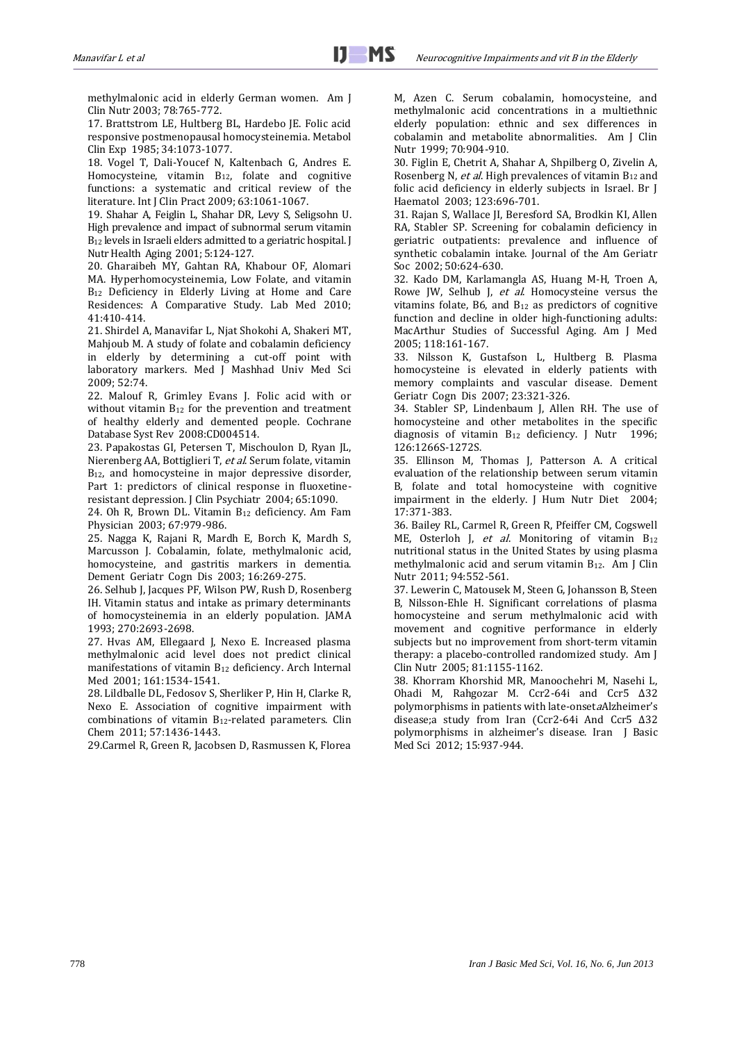methylmalonic acid in elderly German women. Am J Clin Nutr 2003; 78:765-772.

17. Brattstrom LE, Hultberg BL, Hardebo JE. Folic acid responsive postmenopausal homocysteinemia. Metabol Clin Exp 1985; 34:1073-1077.

18. Vogel T, Dali-Youcef N, Kaltenbach G, Andres E. Homocysteine, vitamin $B_{12}$, folate and cognitive functions: a systematic and critical review of the literature. Int J Clin Pract 2009; 63:1061-1067.

19. Shahar A, Feiglin L, Shahar DR, Levy S, Seligsohn U. High prevalence and impact of subnormal serum vitamin $B_{12}$ levels in Israeli elders admitted to a geriatric hospital. J Nutr Health Aging 2001; 5:124-127.

20. Gharaibeh MY, Gahtan RA, Khabour OF, Alomari MA. Hyperhomocysteinemia, Low Folate, and vitamin $B_{12}$ Deficiency in Elderly Living at Home and Care Residences: A Comparative Study. Lab Med 2010; 41:410-414.

21. Shirdel A, Manavifar L, Njat Shokohi A, Shakeri MT, Mahjoub M. A study of folate and cobalamin deficiency in elderly by determining a cut-off point with laboratory markers. Med J Mashhad Univ Med Sci 2009; 52:74.

22. Malouf R, Grimley Evans J. Folic acid with or without vitamin $B_{12}$ for the prevention and treatment of healthy elderly and demented people. Cochrane Database Syst Rev 2008:CD004514.

23. Papakostas GI, Petersen T, Mischoulon D, Ryan JL, Nierenberg AA, Bottiglieri T, *et al*. Serum folate, vitamin $B_{12}$, and homocysteine in major depressive disorder, Part 1: predictors of clinical response in fluoxetine-resistant depression. J Clin Psychiatr 2004; 65:1090.

24. Oh R, Brown DL. Vitamin $B_{12}$ deficiency. Am Fam Physician 2003; 67:979-986.

25. Nagga K, Rajani R, Mardh E, Borch K, Mardh S, Marcusson J. Cobalamin, folate, methylmalonic acid, homocysteine, and gastritis markers in dementia. Dement Geriatr Cogn Dis 2003; 16:269-275.

26. Selhub J, Jacques PF, Wilson PW, Rush D, Rosenberg IH. Vitamin status and intake as primary determinants of homocysteinemia in an elderly population. JAMA 1993; 270:2693-2698.

27. Hvas AM, Ellegaard J, Nexo E. Increased plasma methylmalonic acid level does not predict clinical manifestations of vitamin $B_{12}$ deficiency. Arch Internal Med 2001; 161:1534-1541.

28. Lildballe DL, Fedosov S, Sherliker P, Hin H, Clarke R, Nexo E. Association of cognitive impairment with combinations of vitamin $B_{12}$-related parameters. Clin Chem 2011; 57:1436-1443.

29.Carmel R, Green R, Jacobsen D, Rasmussen K, Florea M, Azen C. Serum cobalamin, homocysteine, and methylmalonic acid concentrations in a multiethnic elderly population: ethnic and sex differences in cobalamin and metabolite abnormalities. Am J Clin Nutr 1999; 70:904-910.

30. Figlin E, Chetrit A, Shahar A, Shpilberg O, Zivelin A, Rosenberg N, *et al*. High prevalences of vitamin $B_{12}$ and folic acid deficiency in elderly subjects in Israel. Br J Haematol 2003; 123:696-701.

31. Rajan S, Wallace JI, Beresford SA, Brodkin KI, Allen RA, Stabler SP. Screening for cobalamin deficiency in geriatric outpatients: prevalence and influence of synthetic cobalamin intake. Journal of the Am Geriatr Soc 2002; 50:624-630.

32. Kado DM, Karlamangla AS, Huang M-H, Troen A, Rowe JW, Selhub J, *et al*. Homocysteine versus the vitamins folate, B6, and $B_{12}$ as predictors of cognitive function and decline in older high-functioning adults: MacArthur Studies of Successful Aging. Am J Med 2005; 118:161-167.

33. Nilsson K, Gustafson L, Hultberg B. Plasma homocysteine is elevated in elderly patients with memory complaints and vascular disease. Dement Geriatr Cogn Dis 2007; 23:321-326.

34. Stabler SP, Lindenbaum J, Allen RH. The use of homocysteine and other metabolites in the specific diagnosis of vitamin $B_{12}$ deficiency. J Nutr 1996; 126:1266S-1272S.

35. Ellinson M, Thomas J, Patterson A. A critical evaluation of the relationship between serum vitamin B, folate and total homocysteine with cognitive impairment in the elderly. J Hum Nutr Diet 2004; 17:371-383.

36. Bailey RL, Carmel R, Green R, Pfeiffer CM, Cogswell ME, Osterloh J, *et al*. Monitoring of vitamin $B_{12}$ nutritional status in the United States by using plasma methylmalonic acid and serum vitamin $B_{12}$. Am J Clin Nutr 2011; 94:552-561.

37. Lewerin C, Matousek M, Steen G, Johansson B, Steen B, Nilsson-Ehle H. Significant correlations of plasma homocysteine and serum methylmalonic acid with movement and cognitive performance in elderly subjects but no improvement from short-term vitamin therapy: a placebo-controlled randomized study. Am J Clin Nutr 2005; 81:1155-1162.

38. Khorram Khorshid MR, Manoochehri M, Nasehi L, Ohadi M, Rahgozar M. Ccr2-64i and Ccr5 Δ32 polymorphisms in patients with late-onset*a*Alzheimer's disease;a study from Iran (Ccr2-64i And Ccr5 Δ32 polymorphisms in alzheimer's disease. Iran J Basic Med Sci 2012; 15:937-944.